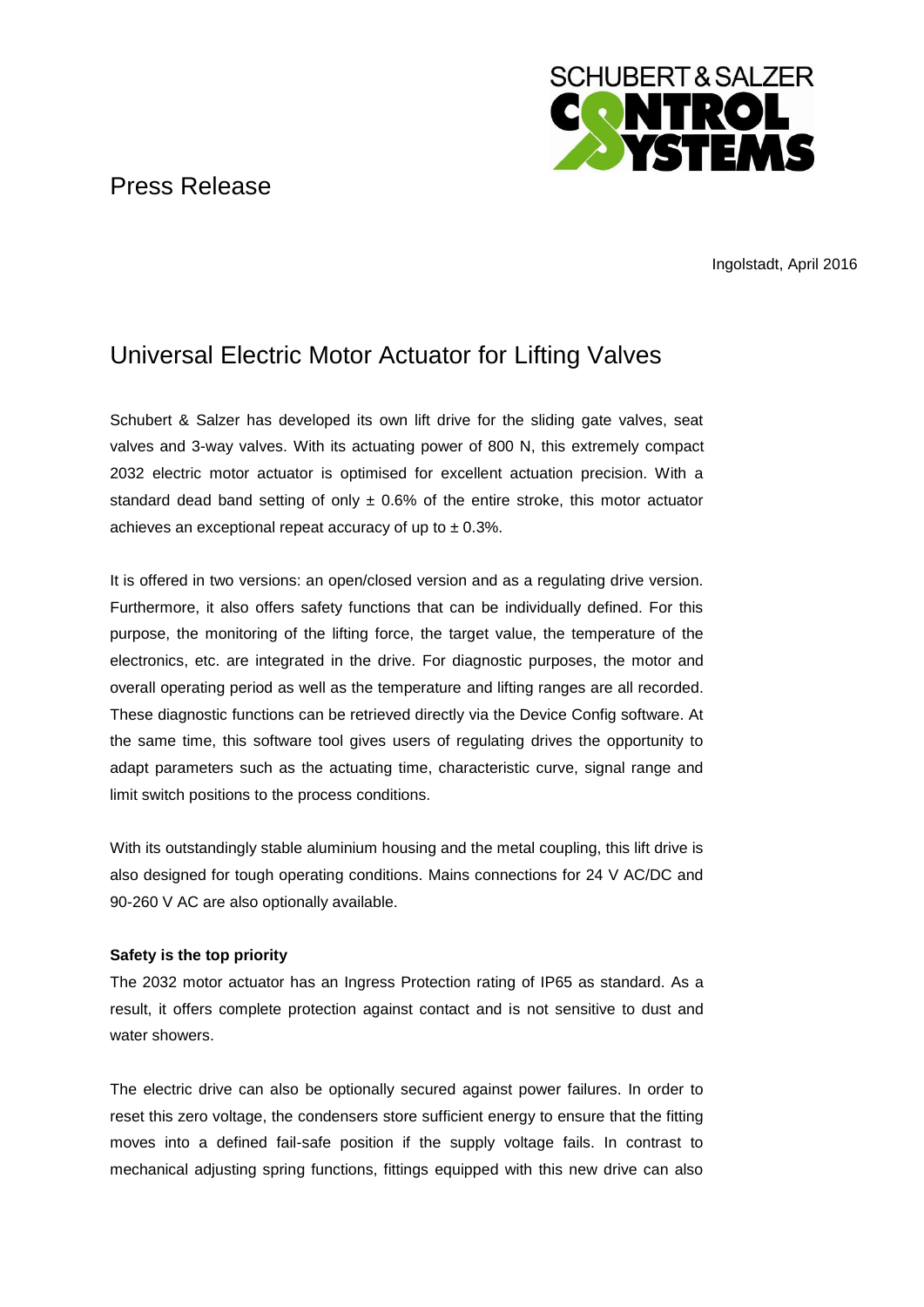Press Release

Ingolstadt, April 2016

# Universal Electric Motor Actuator for Lifting Valves

Schubert & Salzer has developed its own lift drive for the sliding gate valves, seat valves and 3-way valves. With its actuating power of 800 N, this extremely compact 2032 electric motor actuator is optimised for excellent actuation precision. With a standard dead band setting of only ± 0.6% of the entire stroke, this motor actuator achieves an exceptional repeat accuracy of up to ± 0.3%.

It is offered in two versions: an open/closed version and as a regulating drive version. Furthermore, it also offers safety functions that can be individually defined. For this purpose, the monitoring of the lifting force, the target value, the temperature of the electronics, etc. are integrated in the drive. For diagnostic purposes, the motor and overall operating period as well as the temperature and lifting ranges are all recorded. These diagnostic functions can be retrieved directly via the Device Config software. At the same time, this software tool gives users of regulating drives the opportunity to adapt parameters such as the actuating time, characteristic curve, signal range and limit switch positions to the process conditions.

With its outstandingly stable aluminium housing and the metal coupling, this lift drive is also designed for tough operating conditions. Mains connections for 24 V AC/DC and 90-260 V AC are also optionally available.

**Safety is the top priority**

The 2032 motor actuator has an Ingress Protection rating of IP65 as standard. As a result, it offers complete protection against contact and is not sensitive to dust and water showers.

The electric drive can also be optionally secured against power failures. In order to reset this zero voltage, the condensers store sufficient energy to ensure that the fitting moves into a defined fail-safe position if the supply voltage fails. In contrast to mechanical adjusting spring functions, fittings equipped with this new drive can also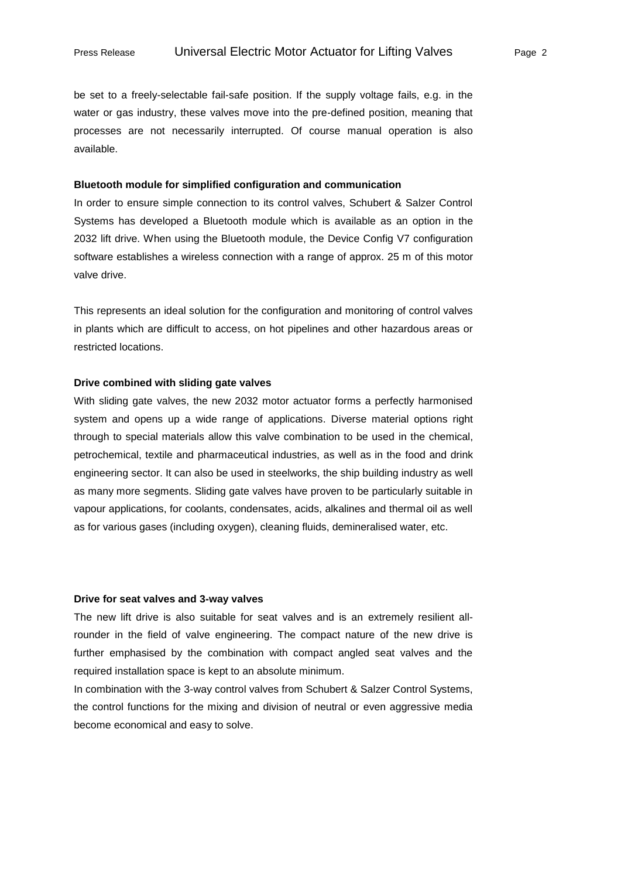be set to a freely-selectable fail-safe position. If the supply voltage fails, e.g. in the water or gas industry, these valves move into the pre-defined position, meaning that processes are not necessarily interrupted. Of course manual operation is also available.

**Bluetooth module for simplified configuration and communication**

In order to ensure simple connection to its control valves, Schubert & Salzer Control Systems has developed a Bluetooth module which is available as an option in the 2032 lift drive. When using the Bluetooth module, the Device Config V7 configuration software establishes a wireless connection with a range of approx. 25 m of this motor valve drive.

This represents an ideal solution for the configuration and monitoring of control valves in plants which are difficult to access, on hot pipelines and other hazardous areas or restricted locations.

**Drive combined with sliding gate valves**

With sliding gate valves, the new 2032 motor actuator forms a perfectly harmonised system and opens up a wide range of applications. Diverse material options right through to special materials allow this valve combination to be used in the chemical, petrochemical, textile and pharmaceutical industries, as well as in the food and drink engineering sector. It can also be used in steelworks, the ship building industry as well as many more segments. Sliding gate valves have proven to be particularly suitable in vapour applications, for coolants, condensates, acids, alkalines and thermal oil as well as for various gases (including oxygen), cleaning fluids, demineralised water, etc.

**Drive for seat valves and 3-way valves**

The new lift drive is also suitable for seat valves and is an extremely resilient all-rounder in the field of valve engineering. The compact nature of the new drive is further emphasised by the combination with compact angled seat valves and the required installation space is kept to an absolute minimum.

In combination with the 3-way control valves from Schubert & Salzer Control Systems, the control functions for the mixing and division of neutral or even aggressive media become economical and easy to solve.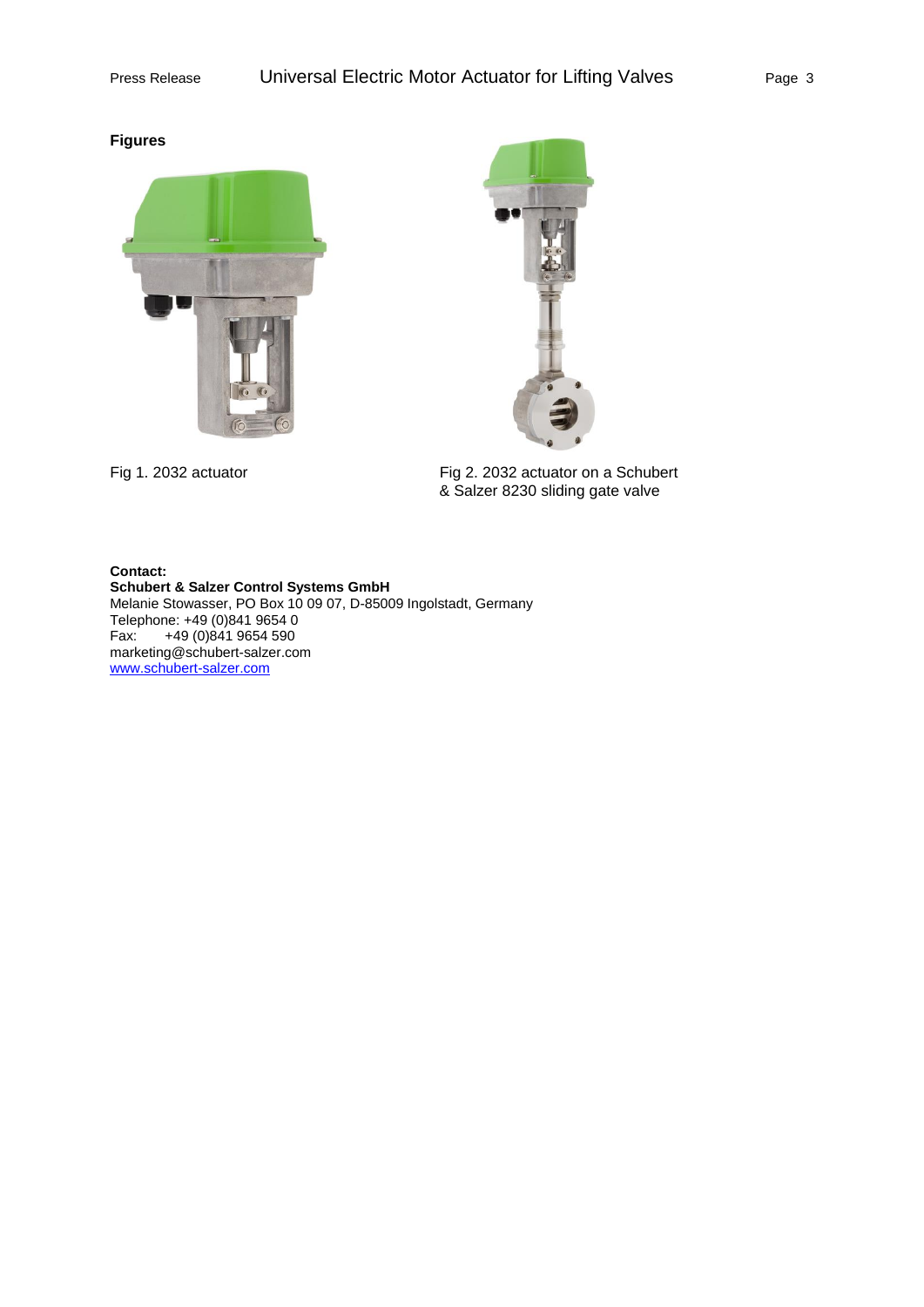**Figures**

Fig 1. 2032 actuator

Fig 2. 2032 actuator on a Schubert & Salzer 8230 sliding gate valve

**Contact:**
**Schubert & Salzer Control Systems GmbH**
Melanie Stowasser, PO Box 10 09 07, D-85009 Ingolstadt, Germany
Telephone: +49 (0)841 9654 0
Fax: +49 (0)841 9654 590
marketing@schubert-salzer.com
www.schubert-salzer.com